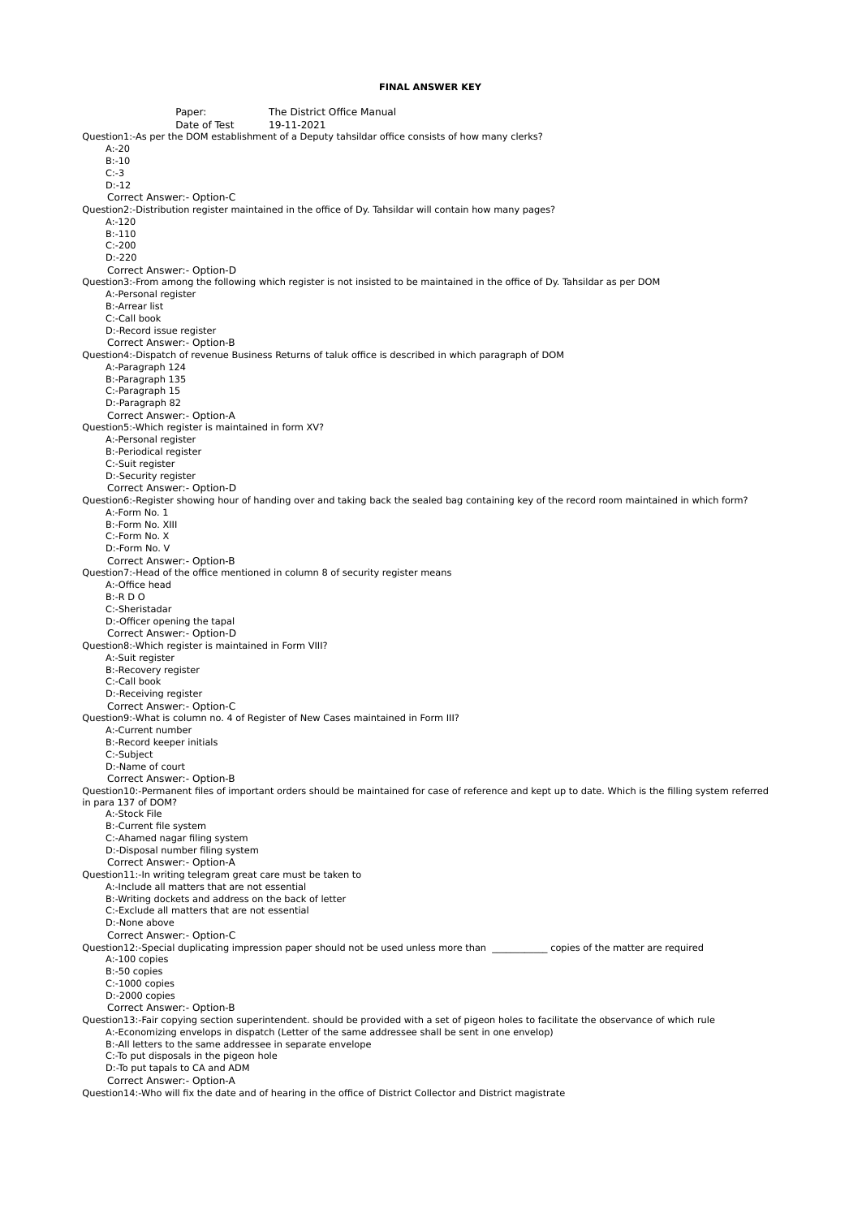**FINAL ANSWER KEY**

Paper: The District Office Manual
Date of Test 19-11-2021

Question1:-As per the DOM establishment of a Deputy tahsildar office consists of how many clerks?
A:-20
B:-10
C:-3
D:-12
Correct Answer:- Option-C

Question2:-Distribution register maintained in the office of Dy. Tahsildar will contain how many pages?
A:-120
B:-110
C:-200
D:-220
Correct Answer:- Option-D

Question3:-From among the following which register is not insisted to be maintained in the office of Dy. Tahsildar as per DOM
A:-Personal register
B:-Arrear list
C:-Call book
D:-Record issue register
Correct Answer:- Option-B

Question4:-Dispatch of revenue Business Returns of taluk office is described in which paragraph of DOM
A:-Paragraph 124
B:-Paragraph 135
C:-Paragraph 15
D:-Paragraph 82
Correct Answer:- Option-A

Question5:-Which register is maintained in form XV?
A:-Personal register
B:-Periodical register
C:-Suit register
D:-Security register
Correct Answer:- Option-D

Question6:-Register showing hour of handing over and taking back the sealed bag containing key of the record room maintained in which form?
A:-Form No. 1
B:-Form No. XIII
C:-Form No. X
D:-Form No. V
Correct Answer:- Option-B

Question7:-Head of the office mentioned in column 8 of security register means
A:-Office head
B:-R D O
C:-Sheristadar
D:-Officer opening the tapal
Correct Answer:- Option-D

Question8:-Which register is maintained in Form VIII?
A:-Suit register
B:-Recovery register
C:-Call book
D:-Receiving register
Correct Answer:- Option-C

Question9:-What is column no. 4 of Register of New Cases maintained in Form III?
A:-Current number
B:-Record keeper initials
C:-Subject
D:-Name of court
Correct Answer:- Option-B

Question10:-Permanent files of important orders should be maintained for case of reference and kept up to date. Which is the filling system referred in para 137 of DOM?
A:-Stock File
B:-Current file system
C:-Ahamed nagar filing system
D:-Disposal number filing system
Correct Answer:- Option-A

Question11:-In writing telegram great care must be taken to
A:-Include all matters that are not essential
B:-Writing dockets and address on the back of letter
C:-Exclude all matters that are not essential
D:-None above
Correct Answer:- Option-C

Question12:-Special duplicating impression paper should not be used unless more than ___________ copies of the matter are required
A:-100 copies
B:-50 copies
C:-1000 copies
D:-2000 copies
Correct Answer:- Option-B

Question13:-Fair copying section superintendent. should be provided with a set of pigeon holes to facilitate the observance of which rule
A:-Economizing envelops in dispatch (Letter of the same addressee shall be sent in one envelop)
B:-All letters to the same addressee in separate envelope
C:-To put disposals in the pigeon hole
D:-To put tapals to CA and ADM
Correct Answer:- Option-A

Question14:-Who will fix the date and of hearing in the office of District Collector and District magistrate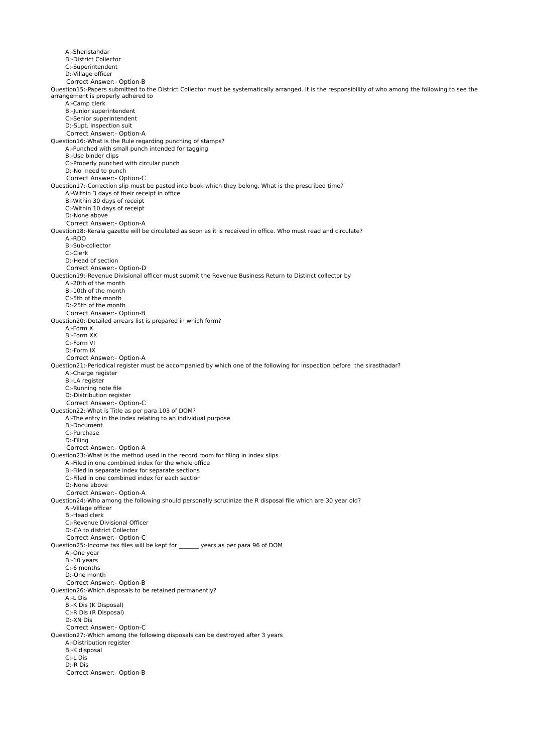A:-Sheristahdar
B:-District Collector
C:-Superintendent
D:-Village officer
Correct Answer:- Option-B

Question15:-Papers submitted to the District Collector must be systematically arranged. It is the responsibility of who among the following to see the arrangement is properly adhered to
A:-Camp clerk
B:-Junior superintendent
C:-Senior superintendent
D:-Supt. Inspection suit
Correct Answer:- Option-A

Question16:-What is the Rule regarding punching of stamps?
A:-Punched with small punch intended for tagging
B:-Use binder clips
C:-Properly punched with circular punch
D:-No need to punch
Correct Answer:- Option-C

Question17:-Correction slip must be pasted into book which they belong. What is the prescribed time?
A:-Within 3 days of their receipt in office
B:-Within 30 days of receipt
C:-Within 10 days of receipt
D:-None above
Correct Answer:- Option-A

Question18:-Kerala gazette will be circulated as soon as it is received in office. Who must read and circulate?
A:-RDO
B:-Sub-collector
C:-Clerk
D:-Head of section
Correct Answer:- Option-D

Question19:-Revenue Divisional officer must submit the Revenue Business Return to Distinct collector by
A:-20th of the month
B:-10th of the month
C:-5th of the month
D:-25th of the month
Correct Answer:- Option-B

Question20:-Detailed arrears list is prepared in which form?
A:-Form X
B:-Form XX
C:-Form VI
D:-Form IX
Correct Answer:- Option-A

Question21:-Periodical register must be accompanied by which one of the following for inspection before the sirasthadar?
A:-Charge register
B:-LA register
C:-Running note file
D:-Distribution register
Correct Answer:- Option-C

Question22:-What is Title as per para 103 of DOM?
A:-The entry in the index relating to an individual purpose
B:-Document
C:-Purchase
D:-Filing
Correct Answer:- Option-A

Question23:-What is the method used in the record room for filing in index slips
A:-Filed in one combined index for the whole office
B:-Filed in separate index for separate sections
C:-Filed in one combined index for each section
D:-None above
Correct Answer:- Option-A

Question24:-Who among the following should personally scrutinize the R disposal file which are 30 year old?
A:-Village officer
B:-Head clerk
C:-Revenue Divisional Officer
D:-CA to district Collector
Correct Answer:- Option-C

Question25:-Income tax files will be kept for _______ years as per para 96 of DOM
A:-One year
B:-10 years
C:-6 months
D:-One month
Correct Answer:- Option-B

Question26:-Which disposals to be retained permanently?
A:-L Dis
B:-K Dis (K Disposal)
C:-R Dis (R Disposal)
D:-XN Dis
Correct Answer:- Option-C

Question27:-Which among the following disposals can be destroyed after 3 years
A:-Distribution register
B:-K disposal
C:-L Dis
D:-R Dis
Correct Answer:- Option-B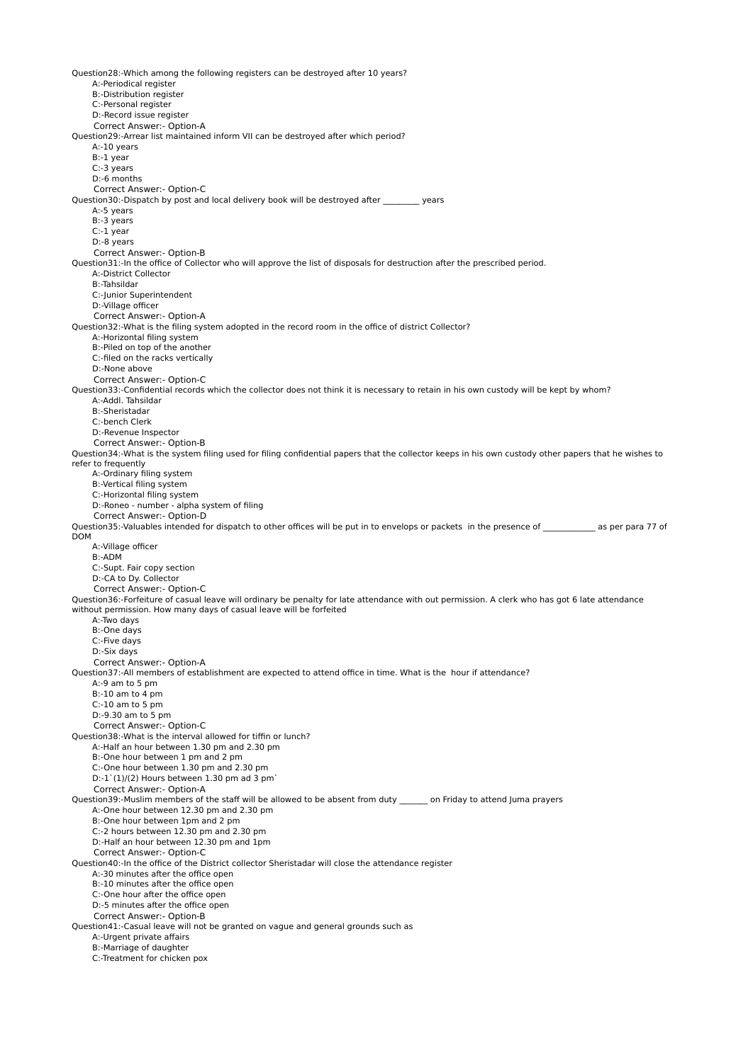Question28:-Which among the following registers can be destroyed after 10 years?

A:-Periodical register

B:-Distribution register

C:-Personal register

D:-Record issue register

Correct Answer:- Option-A

Question29:-Arrear list maintained inform VII can be destroyed after which period?

A:-10 years

B:-1 year

C:-3 years

D:-6 months

Correct Answer:- Option-C

Question30:-Dispatch by post and local delivery book will be destroyed after ________ years

A:-5 years

B:-3 years

C:-1 year

D:-8 years

Correct Answer:- Option-B

Question31:-In the office of Collector who will approve the list of disposals for destruction after the prescribed period.

A:-District Collector

B:-Tahsildar

C:-Junior Superintendent

D:-Village officer

Correct Answer:- Option-A

Question32:-What is the filing system adopted in the record room in the office of district Collector?

A:-Horizontal filing system

B:-Piled on top of the another

C:-filed on the racks vertically

D:-None above

Correct Answer:- Option-C

Question33:-Confidential records which the collector does not think it is necessary to retain in his own custody will be kept by whom?

A:-Addl. Tahsildar

B:-Sheristadar

C:-bench Clerk

D:-Revenue Inspector

Correct Answer:- Option-B

Question34:-What is the system filing used for filing confidential papers that the collector keeps in his own custody other papers that he wishes to refer to frequently

A:-Ordinary filing system

B:-Vertical filing system

C:-Horizontal filing system

D:-Roneo - number - alpha system of filing

Correct Answer:- Option-D

Question35:-Valuables intended for dispatch to other offices will be put in to envelops or packets in the presence of ____________ as per para 77 of DOM

A:-Village officer

B:-ADM

C:-Supt. Fair copy section

D:-CA to Dy. Collector

Correct Answer:- Option-C

Question36:-Forfeiture of casual leave will ordinary be penalty for late attendance with out permission. A clerk who has got 6 late attendance without permission. How many days of casual leave will be forfeited

A:-Two days

B:-One days

C:-Five days

D:-Six days

Correct Answer:- Option-A

Question37:-All members of establishment are expected to attend office in time. What is the hour if attendance?

A:-9 am to 5 pm

B:-10 am to 4 pm

C:-10 am to 5 pm

D:-9.30 am to 5 pm

Correct Answer:- Option-C

Question38:-What is the interval allowed for tiffin or lunch?

A:-Half an hour between 1.30 pm and 2.30 pm

B:-One hour between 1 pm and 2 pm

C:-One hour between 1.30 pm and 2.30 pm

D:-1`(1)/(2) Hours between 1.30 pm ad 3 pm`

Correct Answer:- Option-A

Question39:-Muslim members of the staff will be allowed to be absent from duty _______ on Friday to attend Juma prayers

A:-One hour between 12.30 pm and 2.30 pm

B:-One hour between 1pm and 2 pm

C:-2 hours between 12.30 pm and 2.30 pm

D:-Half an hour between 12.30 pm and 1pm

Correct Answer:- Option-C

Question40:-In the office of the District collector Sheristadar will close the attendance register

A:-30 minutes after the office open

B:-10 minutes after the office open

C:-One hour after the office open

D:-5 minutes after the office open

Correct Answer:- Option-B

Question41:-Casual leave will not be granted on vague and general grounds such as

A:-Urgent private affairs

B:-Marriage of daughter

C:-Treatment for chicken pox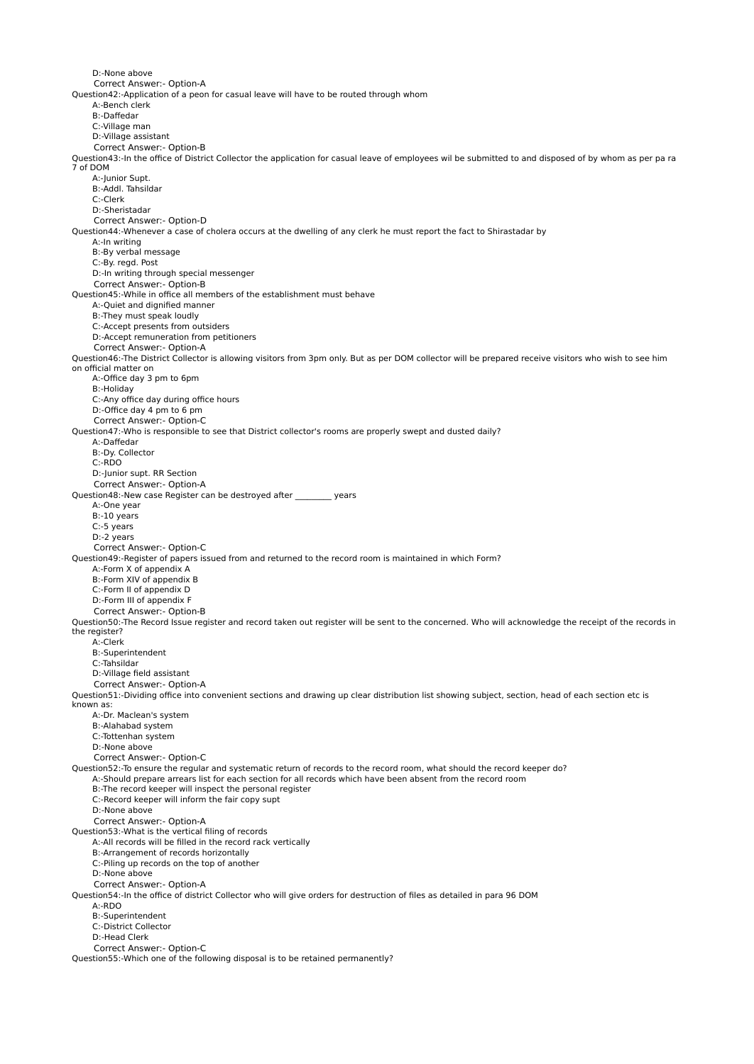D:-None above

Correct Answer:- Option-A

Question42:-Application of a peon for casual leave will have to be routed through whom

A:-Bench clerk

B:-Daffedar

C:-Village man

D:-Village assistant

Correct Answer:- Option-B

Question43:-In the office of District Collector the application for casual leave of employees wil be submitted to and disposed of by whom as per pa ra 7 of DOM

A:-Junior Supt.

B:-Addl. Tahsildar

C:-Clerk

D:-Sheristadar

Correct Answer:- Option-D

Question44:-Whenever a case of cholera occurs at the dwelling of any clerk he must report the fact to Shirastadar by

A:-In writing

B:-By verbal message

C:-By. regd. Post

D:-In writing through special messenger

Correct Answer:- Option-B

Question45:-While in office all members of the establishment must behave

A:-Quiet and dignified manner

B:-They must speak loudly

C:-Accept presents from outsiders

D:-Accept remuneration from petitioners

Correct Answer:- Option-A

Question46:-The District Collector is allowing visitors from 3pm only. But as per DOM collector will be prepared receive visitors who wish to see him on official matter on

A:-Office day 3 pm to 6pm

B:-Holiday

C:-Any office day during office hours

D:-Office day 4 pm to 6 pm

Correct Answer:- Option-C

Question47:-Who is responsible to see that District collector's rooms are properly swept and dusted daily?

A:-Daffedar

B:-Dy. Collector

C:-RDO

D:-Junior supt. RR Section

Correct Answer:- Option-A

Question48:-New case Register can be destroyed after _________ years

A:-One year

B:-10 years

C:-5 years

D:-2 years

Correct Answer:- Option-C

Question49:-Register of papers issued from and returned to the record room is maintained in which Form?

A:-Form X of appendix A

B:-Form XIV of appendix B

C:-Form II of appendix D

D:-Form III of appendix F

Correct Answer:- Option-B

Question50:-The Record Issue register and record taken out register will be sent to the concerned. Who will acknowledge the receipt of the records in the register?

A:-Clerk

B:-Superintendent

C:-Tahsildar

D:-Village field assistant

Correct Answer:- Option-A

Question51:-Dividing office into convenient sections and drawing up clear distribution list showing subject, section, head of each section etc is known as:

A:-Dr. Maclean's system

B:-Alahabad system

C:-Tottenhan system

D:-None above

Correct Answer:- Option-C

Question52:-To ensure the regular and systematic return of records to the record room, what should the record keeper do?

A:-Should prepare arrears list for each section for all records which have been absent from the record room

B:-The record keeper will inspect the personal register

C:-Record keeper will inform the fair copy supt

D:-None above

Correct Answer:- Option-A

Question53:-What is the vertical filing of records

A:-All records will be filled in the record rack vertically

B:-Arrangement of records horizontally

C:-Piling up records on the top of another

D:-None above

Correct Answer:- Option-A

Question54:-In the office of district Collector who will give orders for destruction of files as detailed in para 96 DOM

A:-RDO

B:-Superintendent

C:-District Collector

D:-Head Clerk

Correct Answer:- Option-C

Question55:-Which one of the following disposal is to be retained permanently?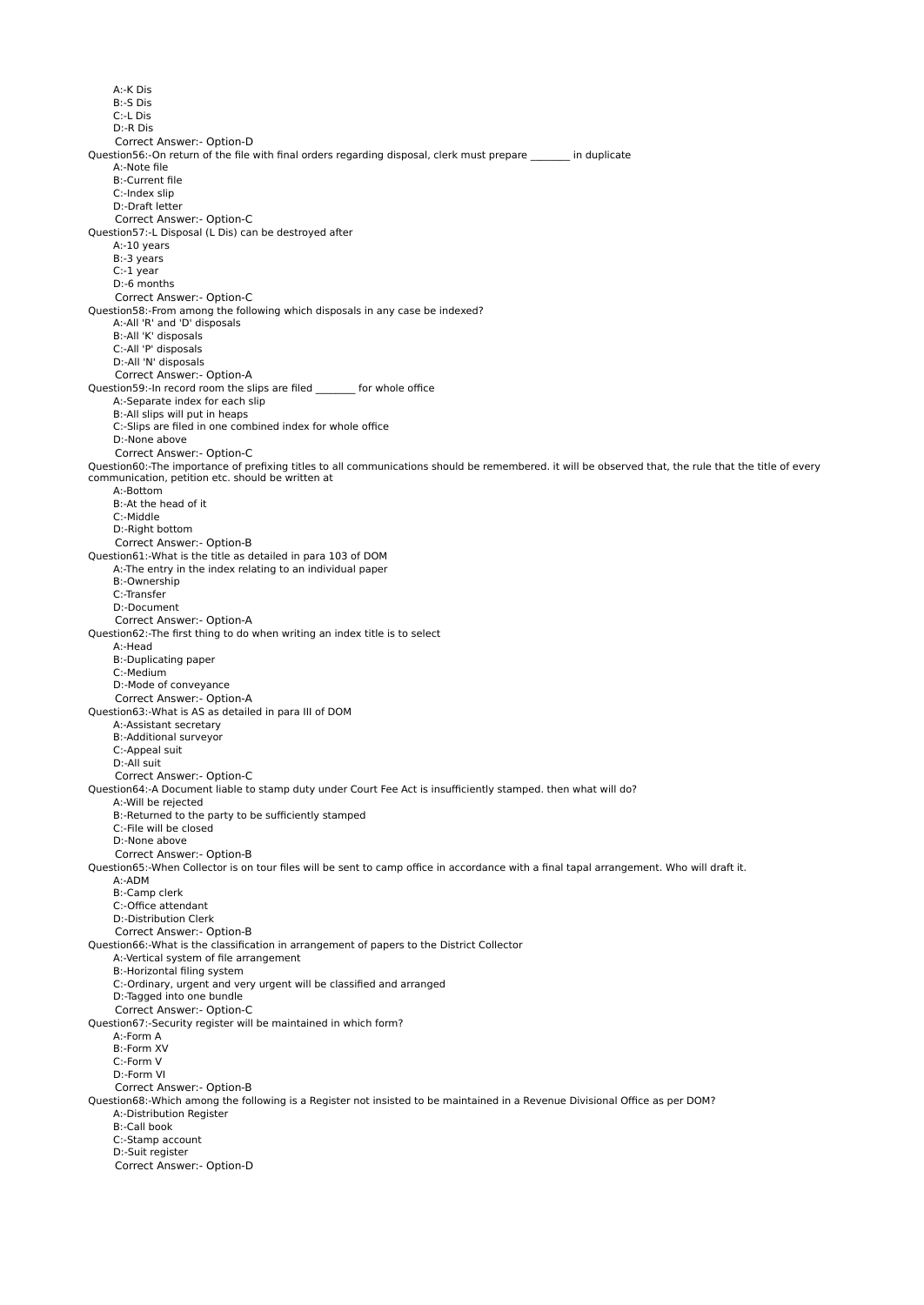A:-K Dis
B:-S Dis
C:-L Dis
D:-R Dis
Correct Answer:- Option-D

Question56:-On return of the file with final orders regarding disposal, clerk must prepare ________ in duplicate
A:-Note file
B:-Current file
C:-Index slip
D:-Draft letter
Correct Answer:- Option-C

Question57:-L Disposal (L Dis) can be destroyed after
A:-10 years
B:-3 years
C:-1 year
D:-6 months
Correct Answer:- Option-C

Question58:-From among the following which disposals in any case be indexed?
A:-All 'R' and 'D' disposals
B:-All 'K' disposals
C:-All 'P' disposals
D:-All 'N' disposals
Correct Answer:- Option-A

Question59:-In record room the slips are filed ________ for whole office
A:-Separate index for each slip
B:-All slips will put in heaps
C:-Slips are filed in one combined index for whole office
D:-None above
Correct Answer:- Option-C

Question60:-The importance of prefixing titles to all communications should be remembered. it will be observed that, the rule that the title of every communication, petition etc. should be written at
A:-Bottom
B:-At the head of it
C:-Middle
D:-Right bottom
Correct Answer:- Option-B

Question61:-What is the title as detailed in para 103 of DOM
A:-The entry in the index relating to an individual paper
B:-Ownership
C:-Transfer
D:-Document
Correct Answer:- Option-A

Question62:-The first thing to do when writing an index title is to select
A:-Head
B:-Duplicating paper
C:-Medium
D:-Mode of conveyance
Correct Answer:- Option-A

Question63:-What is AS as detailed in para III of DOM
A:-Assistant secretary
B:-Additional surveyor
C:-Appeal suit
D:-All suit
Correct Answer:- Option-C

Question64:-A Document liable to stamp duty under Court Fee Act is insufficiently stamped. then what will do?
A:-Will be rejected
B:-Returned to the party to be sufficiently stamped
C:-File will be closed
D:-None above
Correct Answer:- Option-B

Question65:-When Collector is on tour files will be sent to camp office in accordance with a final tapal arrangement. Who will draft it.
A:-ADM
B:-Camp clerk
C:-Office attendant
D:-Distribution Clerk
Correct Answer:- Option-B

Question66:-What is the classification in arrangement of papers to the District Collector
A:-Vertical system of file arrangement
B:-Horizontal filing system
C:-Ordinary, urgent and very urgent will be classified and arranged
D:-Tagged into one bundle
Correct Answer:- Option-C

Question67:-Security register will be maintained in which form?
A:-Form A
B:-Form XV
C:-Form V
D:-Form VI
Correct Answer:- Option-B

Question68:-Which among the following is a Register not insisted to be maintained in a Revenue Divisional Office as per DOM?
A:-Distribution Register
B:-Call book
C:-Stamp account
D:-Suit register
Correct Answer:- Option-D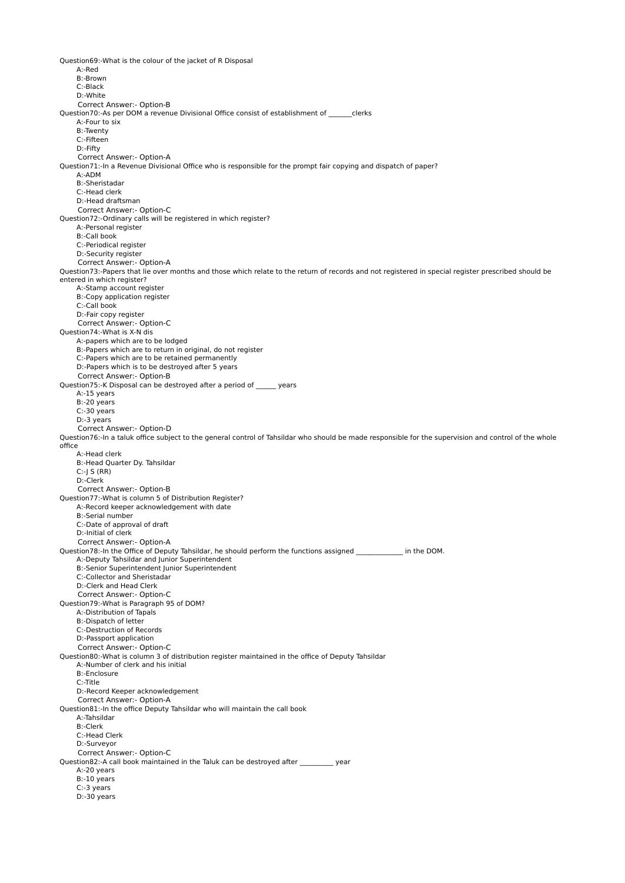Question69:-What is the colour of the jacket of R Disposal

A:-Red

B:-Brown

C:-Black

D:-White

Correct Answer:- Option-B

Question70:-As per DOM a revenue Divisional Office consist of establishment of _______clerks

A:-Four to six

B:-Twenty

C:-Fifteen

D:-Fifty

Correct Answer:- Option-A

Question71:-In a Revenue Divisional Office who is responsible for the prompt fair copying and dispatch of paper?

A:-ADM

B:-Sheristadar

C:-Head clerk

D:-Head draftsman

Correct Answer:- Option-C

Question72:-Ordinary calls will be registered in which register?

A:-Personal register

B:-Call book

C:-Periodical register

D:-Security register

Correct Answer:- Option-A

Question73:-Papers that lie over months and those which relate to the return of records and not registered in special register prescribed should be entered in which register?

A:-Stamp account register

B:-Copy application register

C:-Call book

D:-Fair copy register

Correct Answer:- Option-C

Question74:-What is X-N dis

A:-papers which are to be lodged

B:-Papers which are to return in original, do not register

C:-Papers which are to be retained permanently

D:-Papers which is to be destroyed after 5 years

Correct Answer:- Option-B

Question75:-K Disposal can be destroyed after a period of ______ years

A:-15 years

B:-20 years

C:-30 years

D:-3 years

Correct Answer:- Option-D

Question76:-In a taluk office subject to the general control of Tahsildar who should be made responsible for the supervision and control of the whole office

A:-Head clerk

B:-Head Quarter Dy. Tahsildar

C:-J S (RR)

D:-Clerk

Correct Answer:- Option-B

Question77:-What is column 5 of Distribution Register?

A:-Record keeper acknowledgement with date

B:-Serial number

C:-Date of approval of draft

D:-Initial of clerk

Correct Answer:- Option-A

Question78:-In the Office of Deputy Tahsildar, he should perform the functions assigned ______________ in the DOM.

A:-Deputy Tahsildar and Junior Superintendent

B:-Senior Superintendent Junior Superintendent

C:-Collector and Sheristadar

D:-Clerk and Head Clerk

Correct Answer:- Option-C

Question79:-What is Paragraph 95 of DOM?

A:-Distribution of Tapals

B:-Dispatch of letter

C:-Destruction of Records

D:-Passport application

Correct Answer:- Option-C

Question80:-What is column 3 of distribution register maintained in the office of Deputy Tahsildar

A:-Number of clerk and his initial

B:-Enclosure

C:-Title

D:-Record Keeper acknowledgement

Correct Answer:- Option-A

Question81:-In the office Deputy Tahsildar who will maintain the call book

A:-Tahsildar

B:-Clerk

C:-Head Clerk

D:-Surveyor

Correct Answer:- Option-C

Question82:-A call book maintained in the Taluk can be destroyed after __________ year

A:-20 years

B:-10 years

C:-3 years

D:-30 years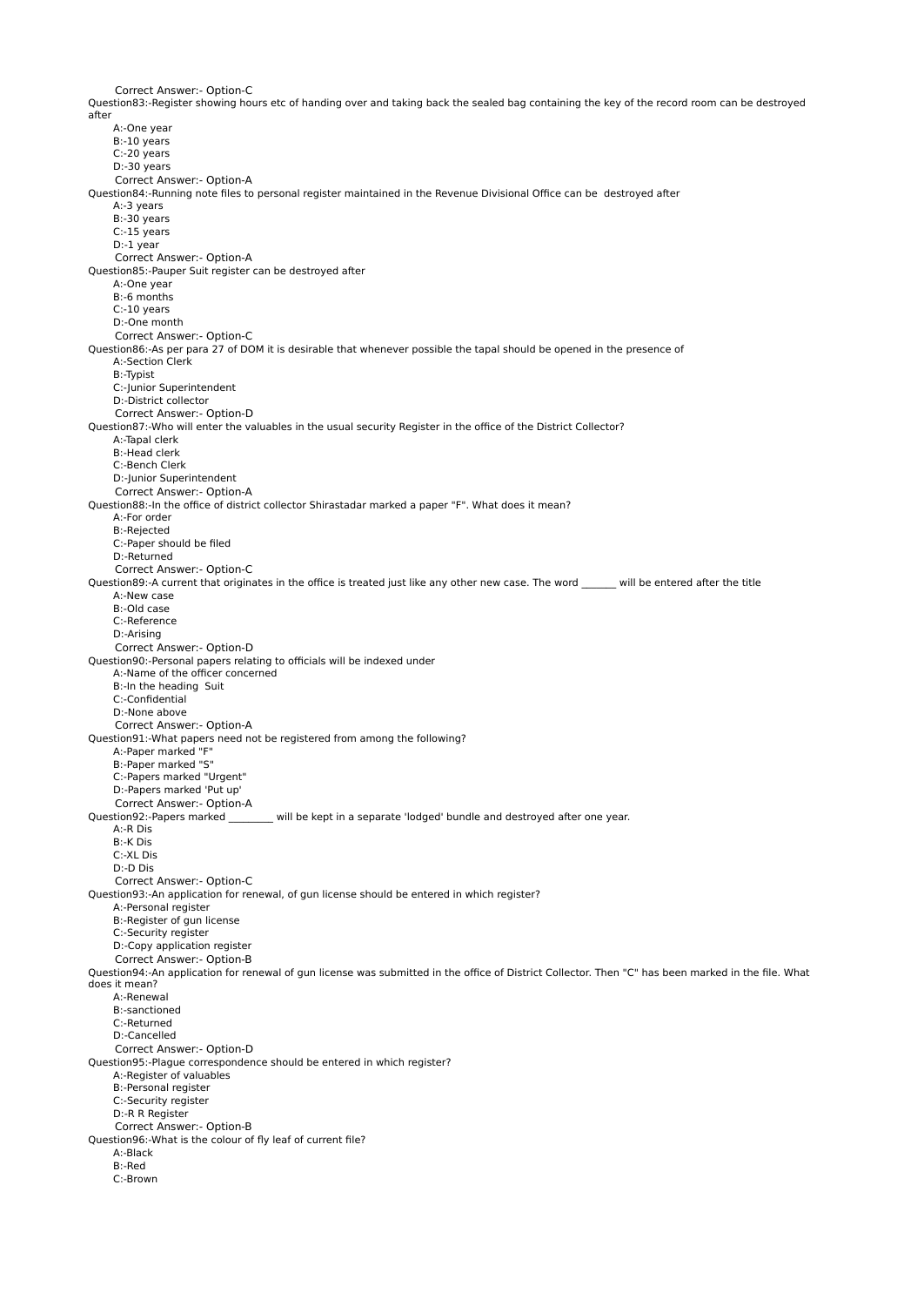Correct Answer:- Option-C

Question83:-Register showing hours etc of handing over and taking back the sealed bag containing the key of the record room can be destroyed after

A:-One year
B:-10 years
C:-20 years
D:-30 years

Correct Answer:- Option-A

Question84:-Running note files to personal register maintained in the Revenue Divisional Office can be destroyed after

A:-3 years
B:-30 years
C:-15 years
D:-1 year

Correct Answer:- Option-A

Question85:-Pauper Suit register can be destroyed after

A:-One year
B:-6 months
C:-10 years
D:-One month

Correct Answer:- Option-C

Question86:-As per para 27 of DOM it is desirable that whenever possible the tapal should be opened in the presence of

A:-Section Clerk
B:-Typist
C:-Junior Superintendent
D:-District collector

Correct Answer:- Option-D

Question87:-Who will enter the valuables in the usual security Register in the office of the District Collector?

A:-Tapal clerk
B:-Head clerk
C:-Bench Clerk
D:-Junior Superintendent

Correct Answer:- Option-A

Question88:-In the office of district collector Shirastadar marked a paper "F". What does it mean?

A:-For order
B:-Rejected
C:-Paper should be filed
D:-Returned

Correct Answer:- Option-C

Question89:-A current that originates in the office is treated just like any other new case. The word _______ will be entered after the title

A:-New case
B:-Old case
C:-Reference
D:-Arising

Correct Answer:- Option-D

Question90:-Personal papers relating to officials will be indexed under

A:-Name of the officer concerned
B:-In the heading Suit
C:-Confidential
D:-None above

Correct Answer:- Option-A

Question91:-What papers need not be registered from among the following?

A:-Paper marked "F"
B:-Paper marked "S"
C:-Papers marked "Urgent"
D:-Papers marked 'Put up'

Correct Answer:- Option-A

Question92:-Papers marked _________ will be kept in a separate 'lodged' bundle and destroyed after one year.

A:-R Dis
B:-K Dis
C:-XL Dis
D:-D Dis

Correct Answer:- Option-C

Question93:-An application for renewal, of gun license should be entered in which register?

A:-Personal register
B:-Register of gun license
C:-Security register
D:-Copy application register

Correct Answer:- Option-B

Question94:-An application for renewal of gun license was submitted in the office of District Collector. Then "C" has been marked in the file. What does it mean?

A:-Renewal
B:-sanctioned
C:-Returned
D:-Cancelled

Correct Answer:- Option-D

Question95:-Plague correspondence should be entered in which register?

A:-Register of valuables
B:-Personal register
C:-Security register
D:-R R Register

Correct Answer:- Option-B

Question96:-What is the colour of fly leaf of current file?

A:-Black
B:-Red
C:-Brown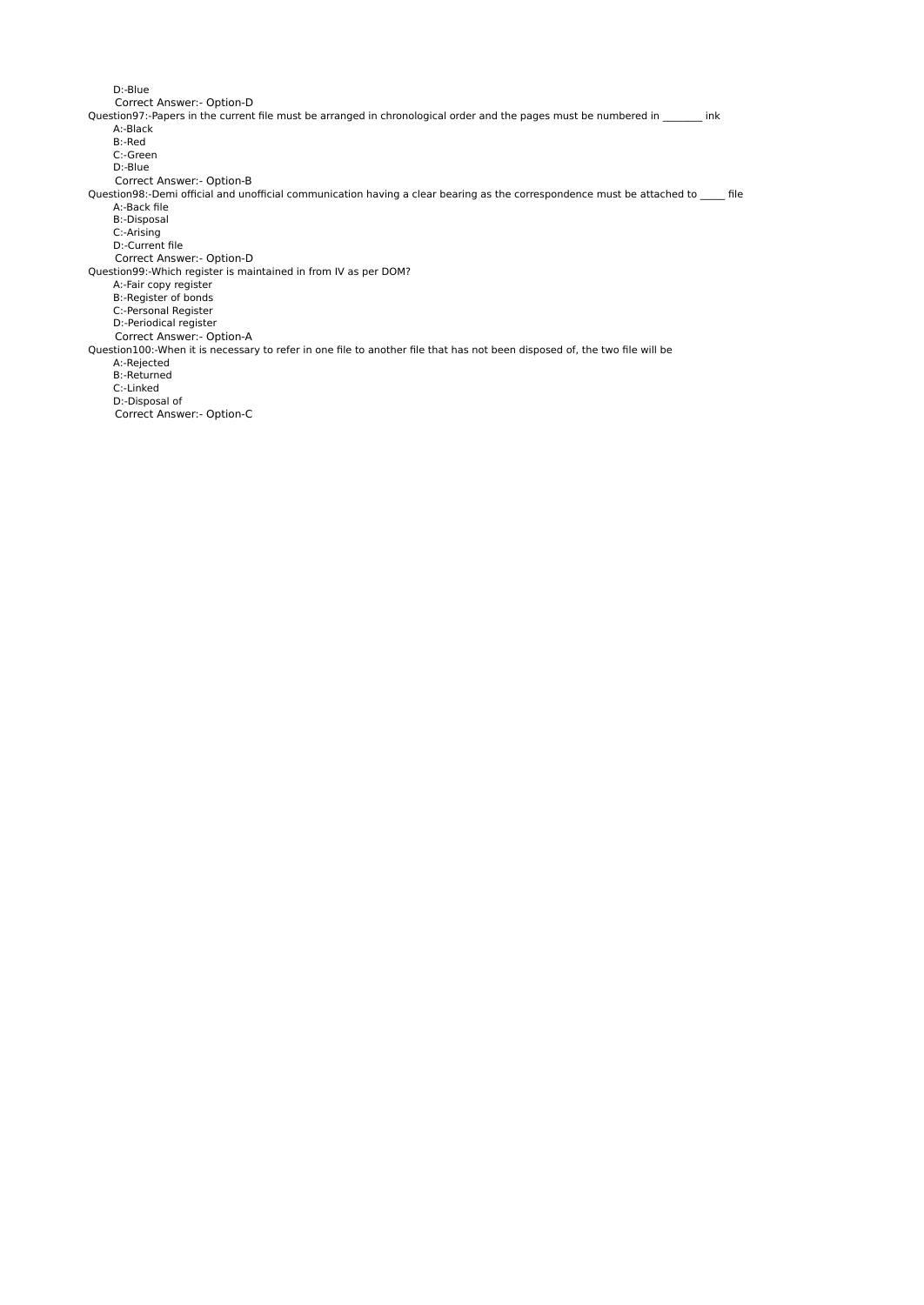D:-Blue

Correct Answer:- Option-D

Question97:-Papers in the current file must be arranged in chronological order and the pages must be numbered in ________ ink

A:-Black

B:-Red

C:-Green

D:-Blue

Correct Answer:- Option-B

Question98:-Demi official and unofficial communication having a clear bearing as the correspondence must be attached to _____ file

A:-Back file

B:-Disposal

C:-Arising

D:-Current file

Correct Answer:- Option-D

Question99:-Which register is maintained in from IV as per DOM?

A:-Fair copy register

B:-Register of bonds

C:-Personal Register

D:-Periodical register

Correct Answer:- Option-A

Question100:-When it is necessary to refer in one file to another file that has not been disposed of, the two file will be

A:-Rejected

B:-Returned

C:-Linked

D:-Disposal of

Correct Answer:- Option-C